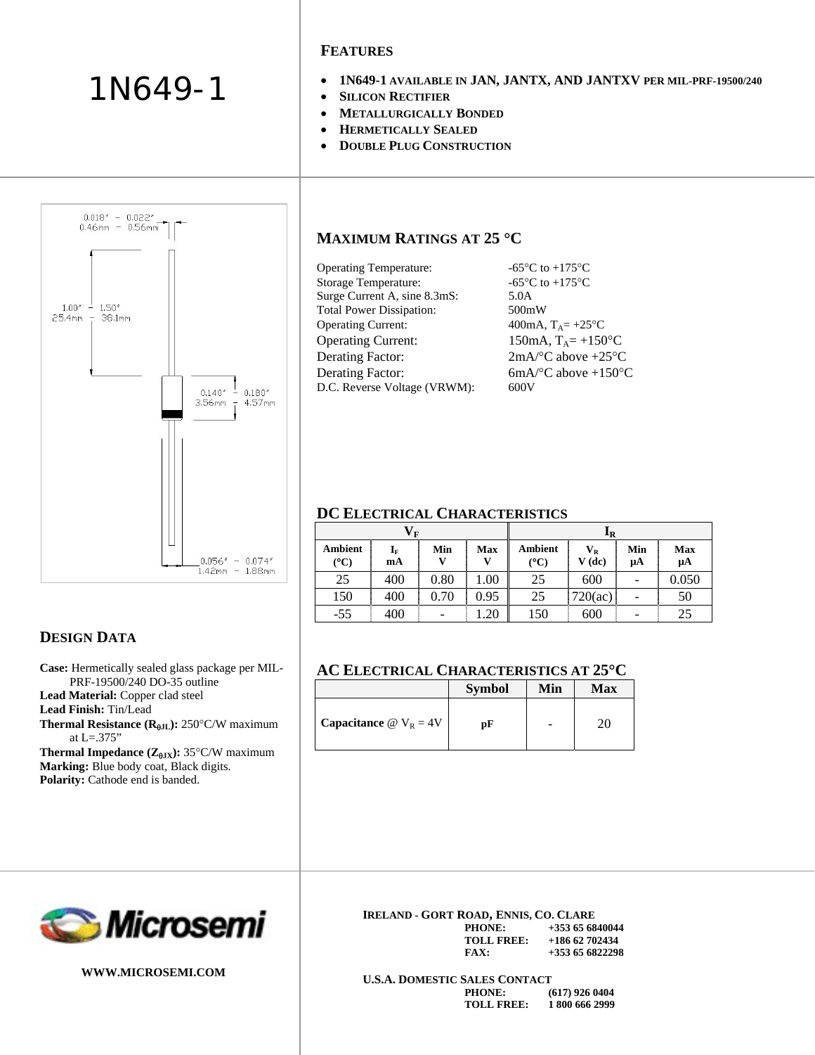# 1N649-1

## FEATURES

- **1N649-1 AVAILABLE IN JAN, JANTX, AND JANTXV PER MIL-PRF-19500/240**
- **SILICON RECTIFIER**
- **METALLURGICALLY BONDED**
- **HERMETICALLY SEALED**
- **DOUBLE PLUG CONSTRUCTION**

0.018" – 0.022"
0.46mm – 0.56mm

1.00" – 1.50"
25.4mm – 38.1mm

0.140" – 0.180"
3.56mm – 4.57mm

0.056" – 0.074"
1.42mm – 1.88mm

## MAXIMUM RATINGS AT 25 °C

| | |
|---|---|
| Operating Temperature: | -65°C to +175°C |
| Storage Temperature: | -65°C to +175°C |
| Surge Current A, sine 8.3mS: | 5.0A |
| Total Power Dissipation: | 500mW |
| Operating Current: | 400mA, $T_A$= +25°C |
| Operating Current: | 150mA, $T_A$= +150°C |
| Derating Factor: | 2mA/°C above +25°C |
| Derating Factor: | 6mA/°C above +150°C |
| D.C. Reverse Voltage (VRWM): | 600V |

## DC ELECTRICAL CHARACTERISTICS

| $V_F$ | | | | $I_R$ | | | |
|---|---|---|---|---|---|---|---|
| Ambient (°C) | $I_F$ mA | Min V | Max V | Ambient (°C) | $V_R$ V (dc) | Min µA | Max µA |
| 25 | 400 | 0.80 | 1.00 | 25 | 600 | - | 0.050 |
| 150 | 400 | 0.70 | 0.95 | 25 | 720(ac) | - | 50 |
| -55 | 400 | - | 1.20 | 150 | 600 | - | 25 |

## DESIGN DATA

**Case:** Hermetically sealed glass package per MIL-PRF-19500/240 DO-35 outline
**Lead Material:** Copper clad steel
**Lead Finish:** Tin/Lead
**Thermal Resistance ($R_{\theta JL}$):** 250°C/W maximum at L=.375"
**Thermal Impedance ($Z_{\theta JX}$):** 35°C/W maximum
**Marking:** Blue body coat, Black digits.
**Polarity:** Cathode end is banded.

## AC ELECTRICAL CHARACTERISTICS AT 25°C

| | Symbol | Min | Max |
|---|---|---|---|
| **Capacitance** @ $V_R$ = 4V | pF | - | 20 |

Microsemi

WWW.MICROSEMI.COM

**IRELAND - GORT ROAD, ENNIS, CO. CLARE**
PHONE: +353 65 6840044
TOLL FREE: +186 62 702434
FAX: +353 65 6822298

**U.S.A. DOMESTIC SALES CONTACT**
PHONE: (617) 926 0404
TOLL FREE: 1 800 666 2999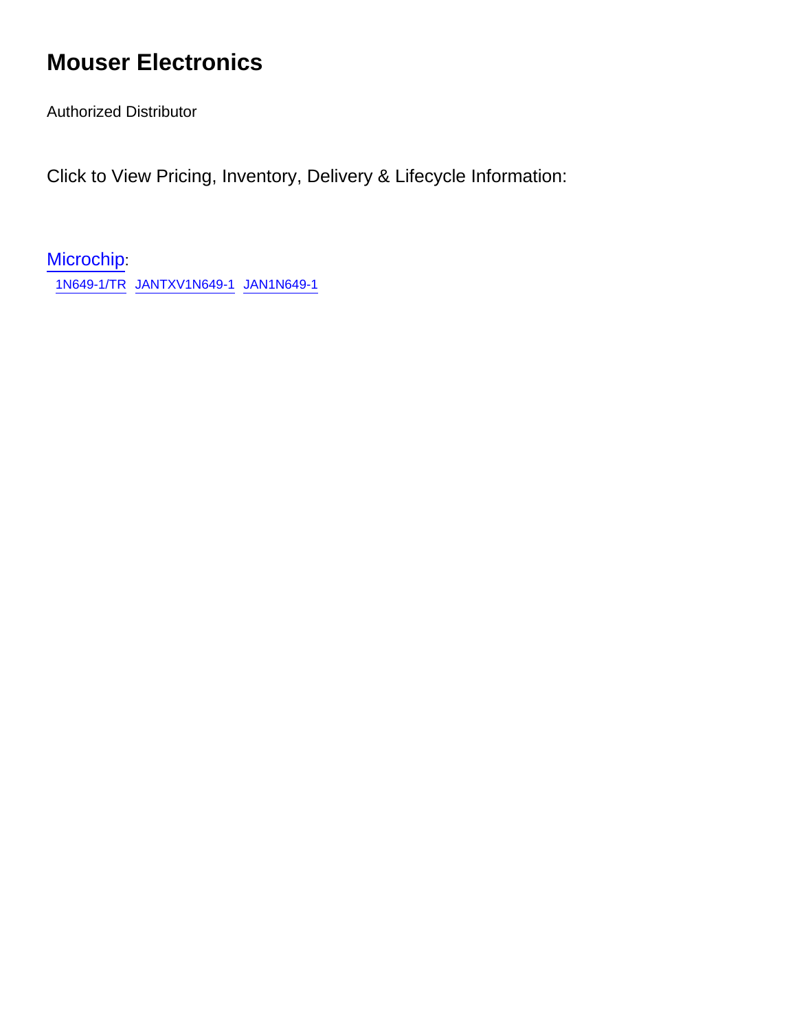# Mouser Electronics

Authorized Distributor

Click to View Pricing, Inventory, Delivery & Lifecycle Information:

Microchip:

1N649-1/TR JANTXV1N649-1 JAN1N649-1